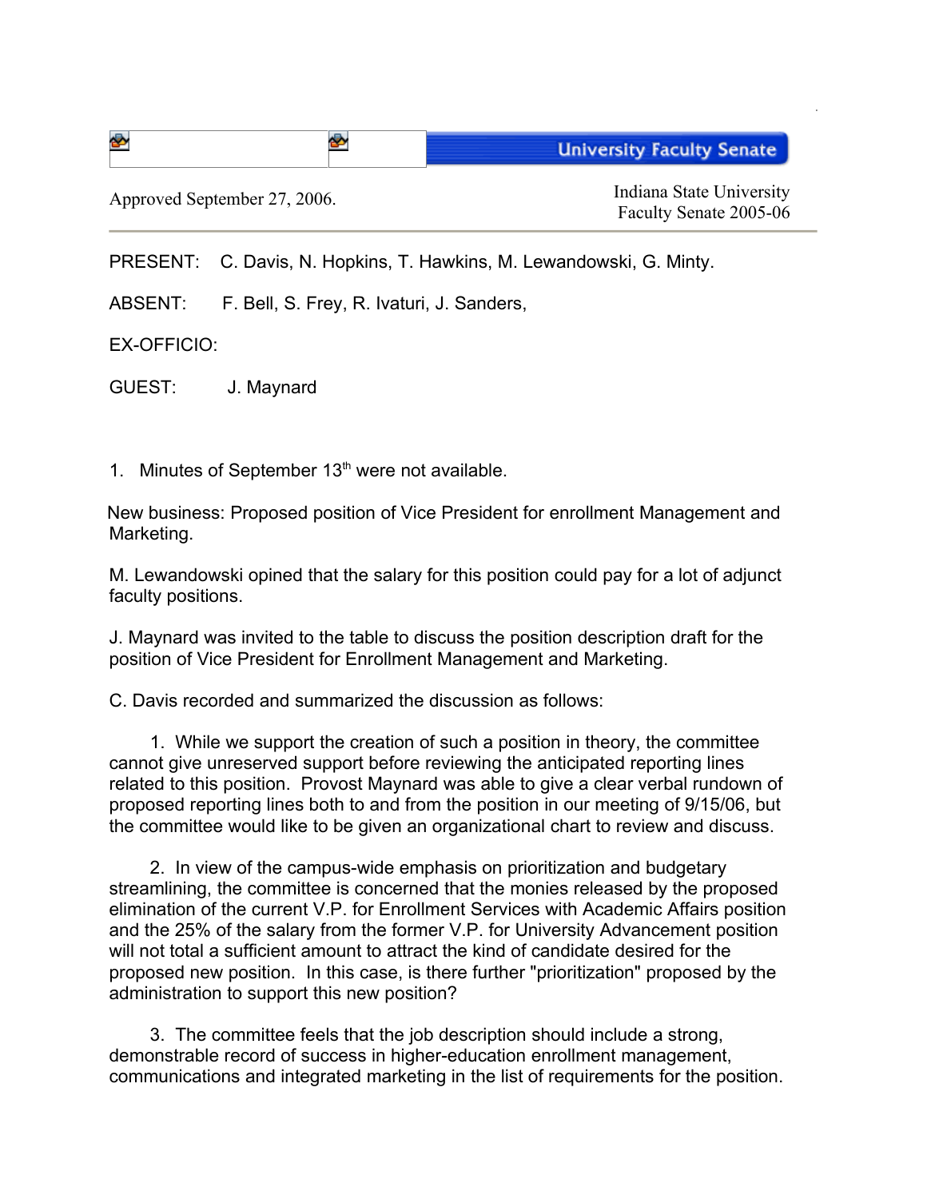University Faculty Senate

Approved September 27, 2006.

Indiana State University
Faculty Senate 2005-06

PRESENT: C. Davis, N. Hopkins, T. Hawkins, M. Lewandowski, G. Minty.

ABSENT: F. Bell, S. Frey, R. Ivaturi, J. Sanders,

EX-OFFICIO:

GUEST: J. Maynard

1. Minutes of September 13th were not available.

New business: Proposed position of Vice President for enrollment Management and Marketing.

M. Lewandowski opined that the salary for this position could pay for a lot of adjunct faculty positions.

J. Maynard was invited to the table to discuss the position description draft for the position of Vice President for Enrollment Management and Marketing.

C. Davis recorded and summarized the discussion as follows:

1. While we support the creation of such a position in theory, the committee cannot give unreserved support before reviewing the anticipated reporting lines related to this position. Provost Maynard was able to give a clear verbal rundown of proposed reporting lines both to and from the position in our meeting of 9/15/06, but the committee would like to be given an organizational chart to review and discuss.

2. In view of the campus-wide emphasis on prioritization and budgetary streamlining, the committee is concerned that the monies released by the proposed elimination of the current V.P. for Enrollment Services with Academic Affairs position and the 25% of the salary from the former V.P. for University Advancement position will not total a sufficient amount to attract the kind of candidate desired for the proposed new position. In this case, is there further "prioritization" proposed by the administration to support this new position?

3. The committee feels that the job description should include a strong, demonstrable record of success in higher-education enrollment management, communications and integrated marketing in the list of requirements for the position.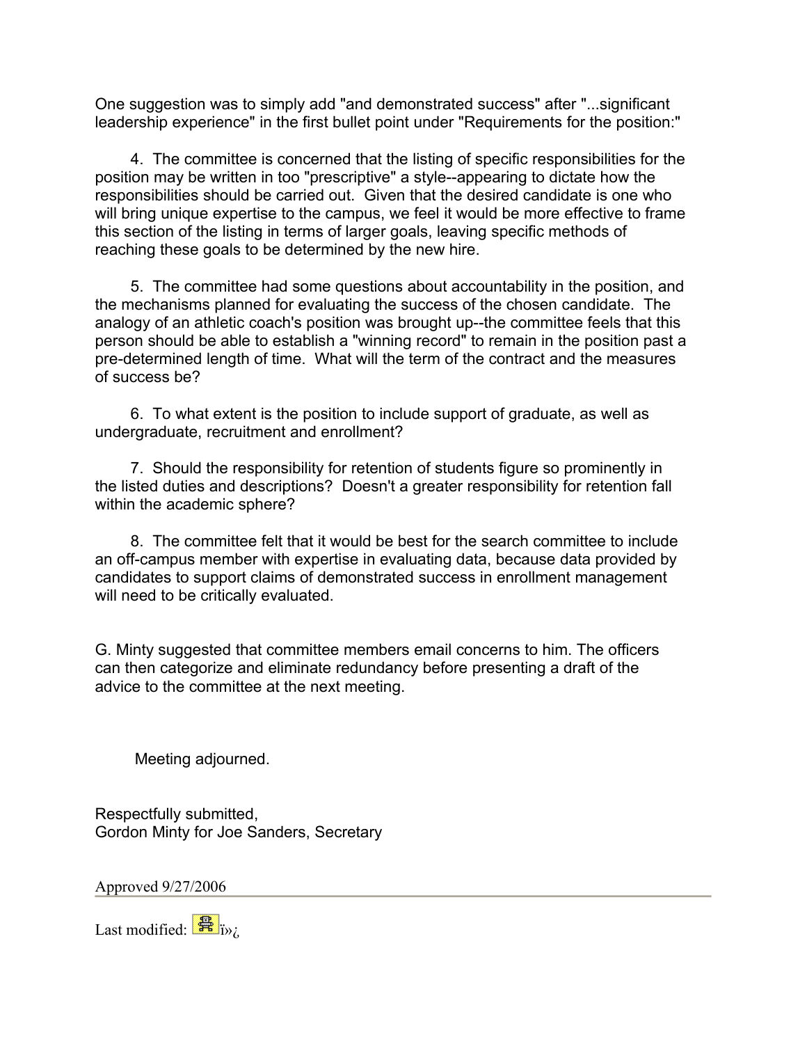One suggestion was to simply add "and demonstrated success" after "...significant leadership experience" in the first bullet point under "Requirements for the position:"

4. The committee is concerned that the listing of specific responsibilities for the position may be written in too "prescriptive" a style--appearing to dictate how the responsibilities should be carried out. Given that the desired candidate is one who will bring unique expertise to the campus, we feel it would be more effective to frame this section of the listing in terms of larger goals, leaving specific methods of reaching these goals to be determined by the new hire.

5. The committee had some questions about accountability in the position, and the mechanisms planned for evaluating the success of the chosen candidate. The analogy of an athletic coach's position was brought up--the committee feels that this person should be able to establish a "winning record" to remain in the position past a pre-determined length of time. What will the term of the contract and the measures of success be?

6. To what extent is the position to include support of graduate, as well as undergraduate, recruitment and enrollment?

7. Should the responsibility for retention of students figure so prominently in the listed duties and descriptions? Doesn't a greater responsibility for retention fall within the academic sphere?

8. The committee felt that it would be best for the search committee to include an off-campus member with expertise in evaluating data, because data provided by candidates to support claims of demonstrated success in enrollment management will need to be critically evaluated.

G. Minty suggested that committee members email concerns to him. The officers can then categorize and eliminate redundancy before presenting a draft of the advice to the committee at the next meeting.

Meeting adjourned.

Respectfully submitted,
Gordon Minty for Joe Sanders, Secretary

Approved 9/27/2006

---

Last modified: ï»¿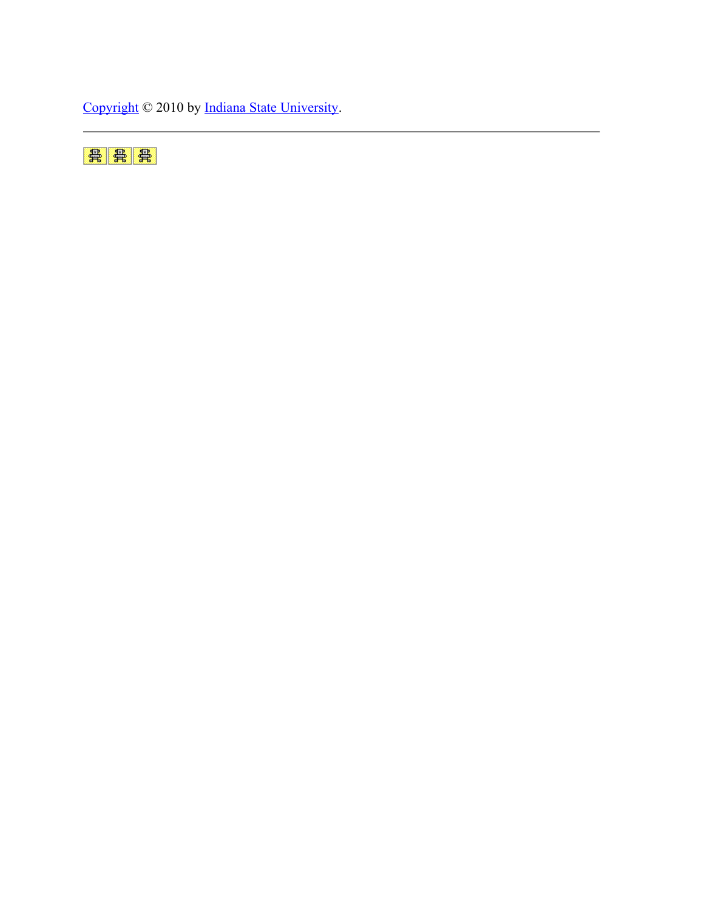Copyright © 2010 by Indiana State University.

---